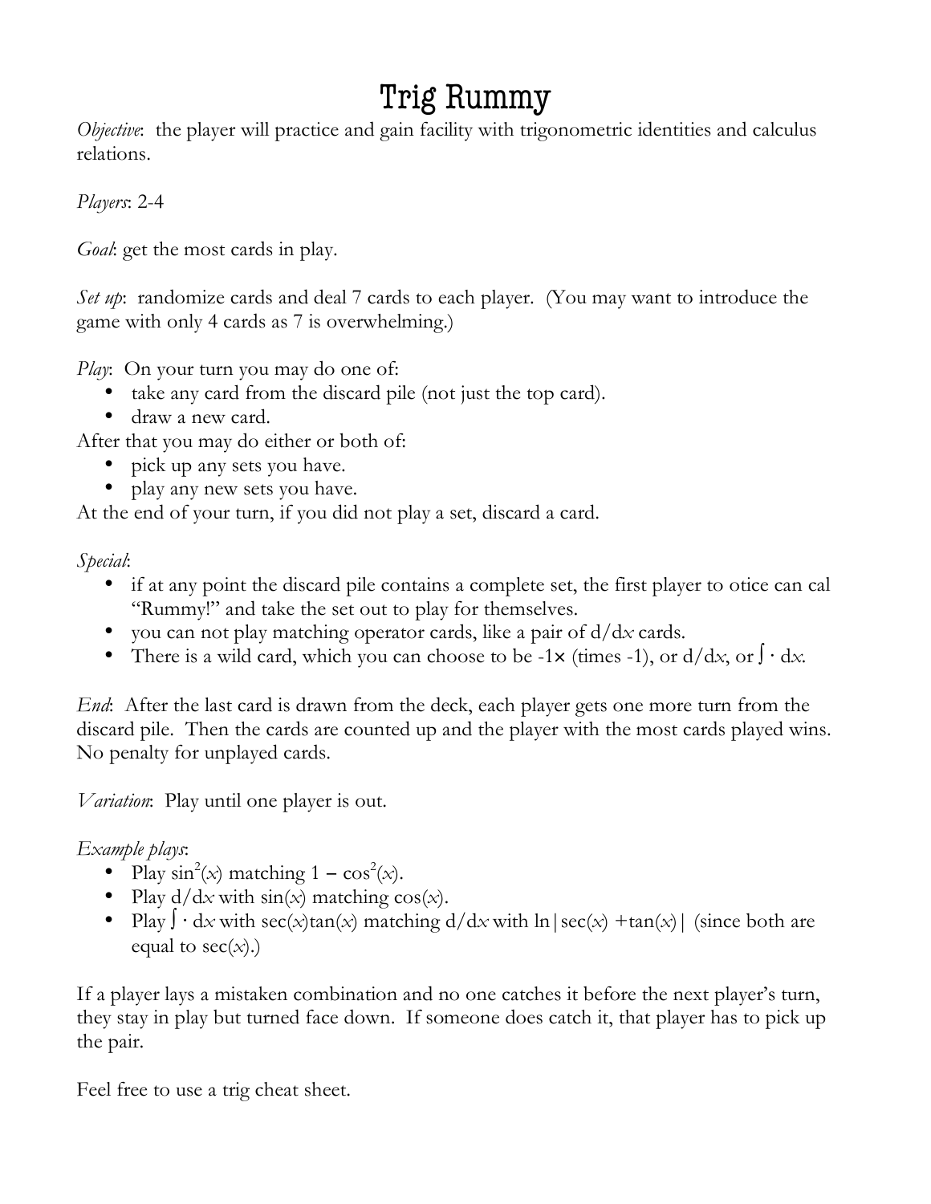# Trig Rummy

*Objective*: the player will practice and gain facility with trigonometric identities and calculus relations.

*Players*: 2-4

*Goal*: get the most cards in play.

*Set up*: randomize cards and deal 7 cards to each player. (You may want to introduce the game with only 4 cards as 7 is overwhelming.)

*Play*: On your turn you may do one of:

- take any card from the discard pile (not just the top card).
- draw a new card.

After that you may do either or both of:

- pick up any sets you have.
- play any new sets you have.

At the end of your turn, if you did not play a set, discard a card.

*Special*:

- if at any point the discard pile contains a complete set, the first player to otice can cal "Rummy!" and take the set out to play for themselves.
- you can not play matching operator cards, like a pair of $d/dx$ cards.
- There is a wild card, which you can choose to be -1× (times -1), or $d/dx$, or $\int \cdot\, dx$.

*End*: After the last card is drawn from the deck, each player gets one more turn from the discard pile. Then the cards are counted up and the player with the most cards played wins. No penalty for unplayed cards.

*Variation*: Play until one player is out.

*Example plays*:

- Play $\sin^2(x)$ matching $1 - \cos^2(x)$.
- Play $d/dx$ with $\sin(x)$ matching $\cos(x)$.
- Play $\int \cdot\, dx$ with $\sec(x)\tan(x)$ matching $d/dx$ with $\ln|\sec(x) + \tan(x)|$ (since both are equal to $\sec(x)$.)

If a player lays a mistaken combination and no one catches it before the next player's turn, they stay in play but turned face down. If someone does catch it, that player has to pick up the pair.

Feel free to use a trig cheat sheet.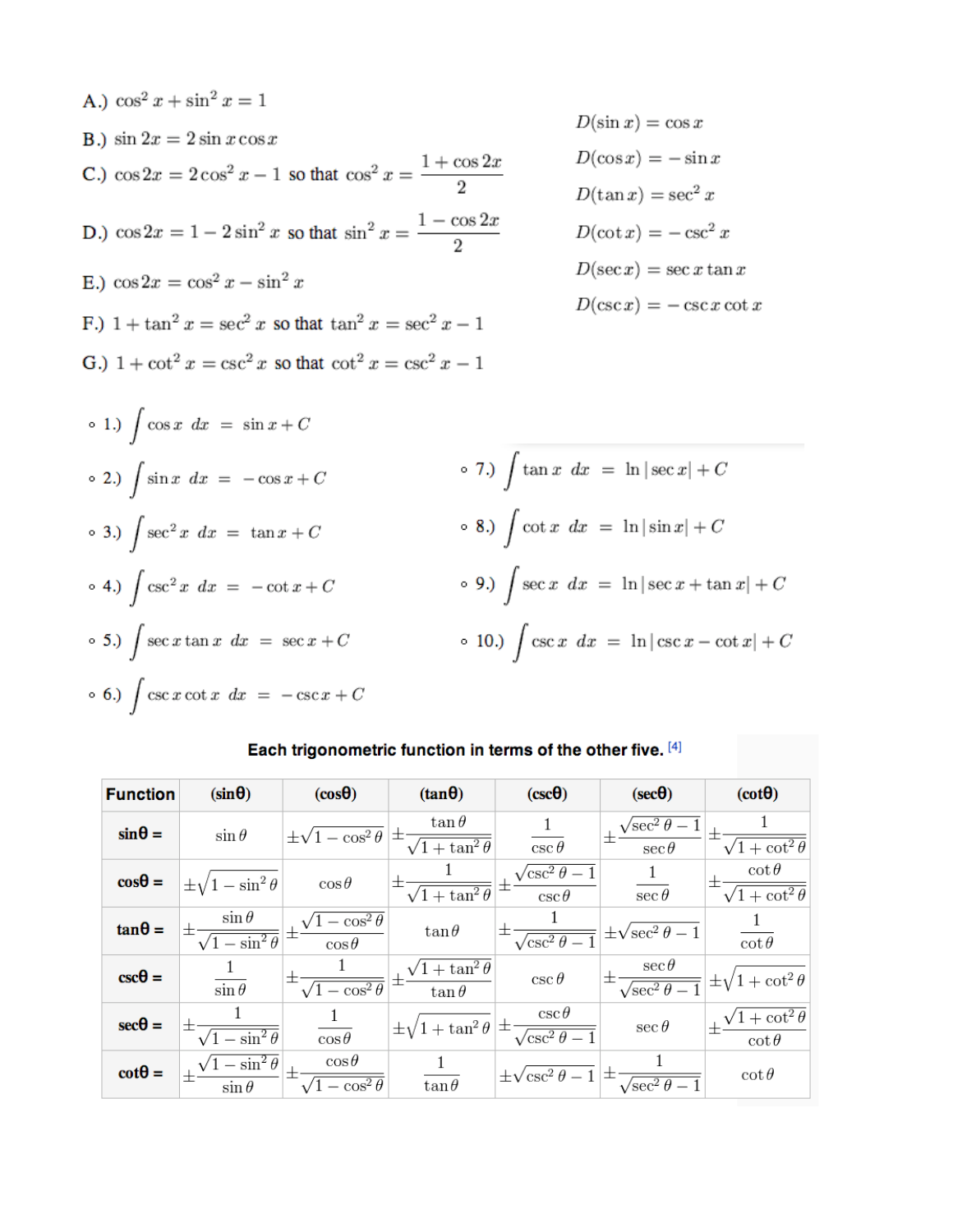A.) $\cos^2 x + \sin^2 x = 1$

B.) $\sin 2x = 2\sin x \cos x$

C.) $\cos 2x = 2\cos^2 x - 1$ so that $\cos^2 x = \dfrac{1 + \cos 2x}{2}$

D.) $\cos 2x = 1 - 2\sin^2 x$ so that $\sin^2 x = \dfrac{1 - \cos 2x}{2}$

E.) $\cos 2x = \cos^2 x - \sin^2 x$

F.) $1 + \tan^2 x = \sec^2 x$ so that $\tan^2 x = \sec^2 x - 1$

G.) $1 + \cot^2 x = \csc^2 x$ so that $\cot^2 x = \csc^2 x - 1$

$D(\sin x) = \cos x$

$D(\cos x) = -\sin x$

$D(\tan x) = \sec^2 x$

$D(\cot x) = -\csc^2 x$

$D(\sec x) = \sec x \tan x$

$D(\csc x) = -\csc x \cot x$

- 1.) $\displaystyle\int \cos x \; dx \; = \; \sin x + C$
- 2.) $\displaystyle\int \sin x \; dx \; = \; -\cos x + C$
- 3.) $\displaystyle\int \sec^2 x \; dx \; = \; \tan x + C$
- 4.) $\displaystyle\int \csc^2 x \; dx \; = \; -\cot x + C$
- 5.) $\displaystyle\int \sec x \tan x \; dx \; = \; \sec x + C$
- 6.) $\displaystyle\int \csc x \cot x \; dx \; = \; -\csc x + C$
- 7.) $\displaystyle\int \tan x \; dx \; = \; \ln|\sec x| + C$
- 8.) $\displaystyle\int \cot x \; dx \; = \; \ln|\sin x| + C$
- 9.) $\displaystyle\int \sec x \; dx \; = \; \ln|\sec x + \tan x| + C$
- 10.) $\displaystyle\int \csc x \; dx \; = \; \ln|\csc x - \cot x| + C$

**Each trigonometric function in terms of the other five.** [4]

| Function | (sinθ) | (cosθ) | (tanθ) | (cscθ) | (secθ) | (cotθ) |
|---|---|---|---|---|---|---|
| **sinθ =** | $\sin\theta$ | $\pm\sqrt{1-\cos^2\theta}$ | $\pm\dfrac{\tan\theta}{\sqrt{1+\tan^2\theta}}$ | $\dfrac{1}{\csc\theta}$ | $\pm\dfrac{\sqrt{\sec^2\theta-1}}{\sec\theta}$ | $\pm\dfrac{1}{\sqrt{1+\cot^2\theta}}$ |
| **cosθ =** | $\pm\sqrt{1-\sin^2\theta}$ | $\cos\theta$ | $\pm\dfrac{1}{\sqrt{1+\tan^2\theta}}$ | $\pm\dfrac{\sqrt{\csc^2\theta-1}}{\csc\theta}$ | $\dfrac{1}{\sec\theta}$ | $\pm\dfrac{\cot\theta}{\sqrt{1+\cot^2\theta}}$ |
| **tanθ =** | $\pm\dfrac{\sin\theta}{\sqrt{1-\sin^2\theta}}$ | $\pm\dfrac{\sqrt{1-\cos^2\theta}}{\cos\theta}$ | $\tan\theta$ | $\pm\dfrac{1}{\sqrt{\csc^2\theta-1}}$ | $\pm\sqrt{\sec^2\theta-1}$ | $\dfrac{1}{\cot\theta}$ |
| **cscθ =** | $\dfrac{1}{\sin\theta}$ | $\pm\dfrac{1}{\sqrt{1-\cos^2\theta}}$ | $\pm\dfrac{\sqrt{1+\tan^2\theta}}{\tan\theta}$ | $\csc\theta$ | $\pm\dfrac{\sec\theta}{\sqrt{\sec^2\theta-1}}$ | $\pm\sqrt{1+\cot^2\theta}$ |
| **secθ =** | $\pm\dfrac{1}{\sqrt{1-\sin^2\theta}}$ | $\dfrac{1}{\cos\theta}$ | $\pm\sqrt{1+\tan^2\theta}$ | $\pm\dfrac{\csc\theta}{\sqrt{\csc^2\theta-1}}$ | $\sec\theta$ | $\pm\dfrac{\sqrt{1+\cot^2\theta}}{\cot\theta}$ |
| **cotθ =** | $\pm\dfrac{\sqrt{1-\sin^2\theta}}{\sin\theta}$ | $\pm\dfrac{\cos\theta}{\sqrt{1-\cos^2\theta}}$ | $\dfrac{1}{\tan\theta}$ | $\pm\sqrt{\csc^2\theta-1}$ | $\pm\dfrac{1}{\sqrt{\sec^2\theta-1}}$ | $\cot\theta$ |